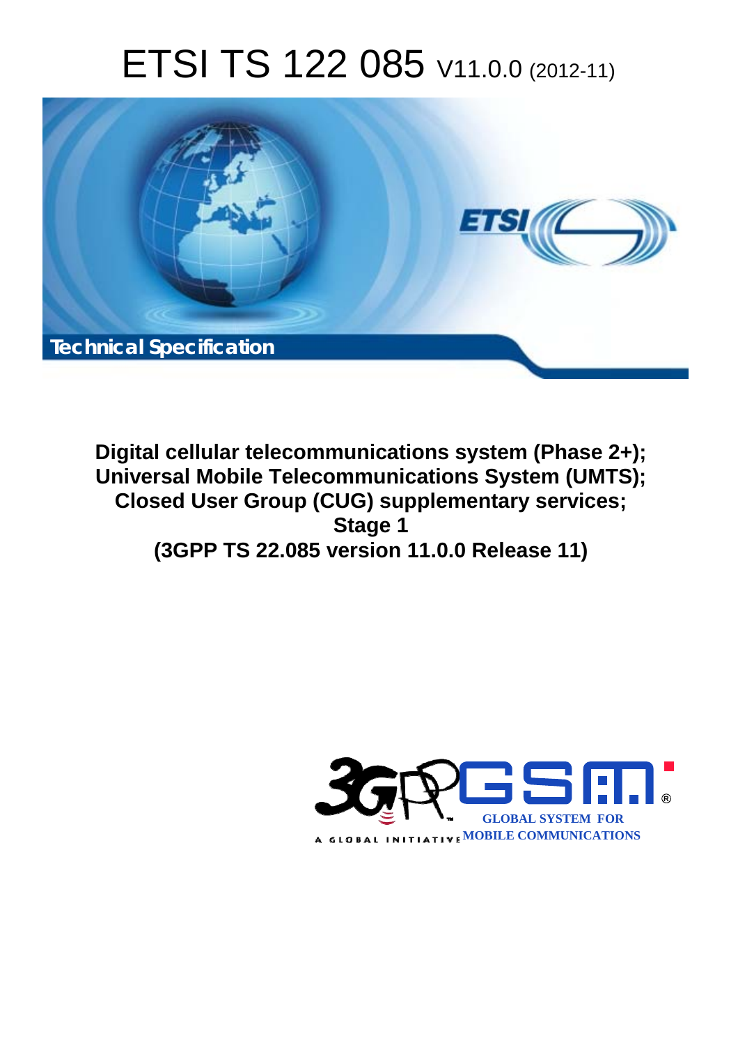# ETSI TS 122 085 V11.0.0 (2012-11)

Technical Specification

**Digital cellular telecommunications system (Phase 2+); Universal Mobile Telecommunications System (UMTS); Closed User Group (CUG) supplementary services; Stage 1 (3GPP TS 22.085 version 11.0.0 Release 11)**

GLOBAL SYSTEM FOR MOBILE COMMUNICATIONS

A GLOBAL INITIATIVE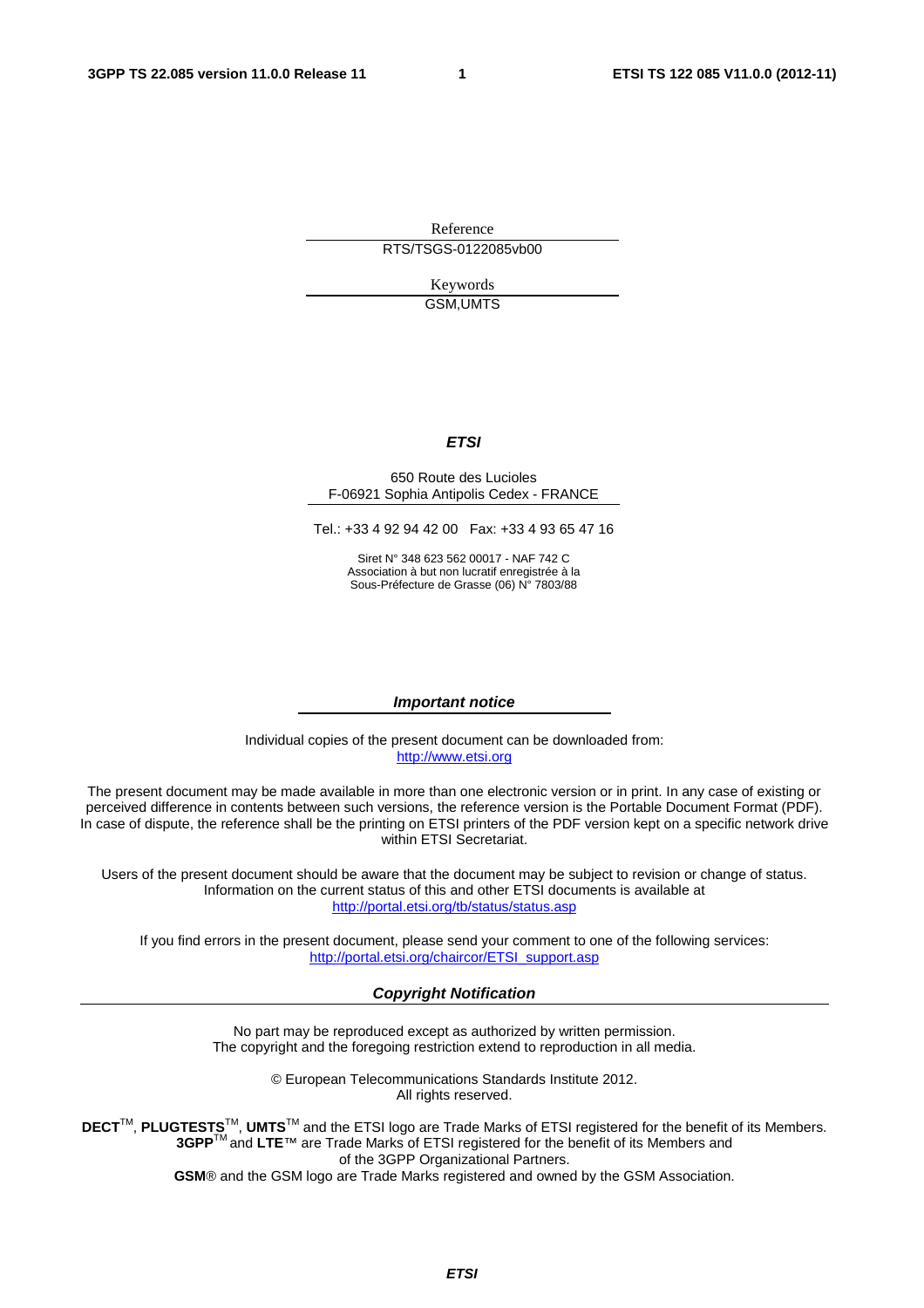Reference

RTS/TSGS-0122085vb00

Keywords

GSM,UMTS

***ETSI***

650 Route des Lucioles
F-06921 Sophia Antipolis Cedex - FRANCE

Tel.: +33 4 92 94 42 00   Fax: +33 4 93 65 47 16

Siret N° 348 623 562 00017 - NAF 742 C
Association à but non lucratif enregistrée à la
Sous-Préfecture de Grasse (06) N° 7803/88

***Important notice***

Individual copies of the present document can be downloaded from:
http://www.etsi.org

The present document may be made available in more than one electronic version or in print. In any case of existing or perceived difference in contents between such versions, the reference version is the Portable Document Format (PDF). In case of dispute, the reference shall be the printing on ETSI printers of the PDF version kept on a specific network drive within ETSI Secretariat.

Users of the present document should be aware that the document may be subject to revision or change of status. Information on the current status of this and other ETSI documents is available at
http://portal.etsi.org/tb/status/status.asp

If you find errors in the present document, please send your comment to one of the following services:
http://portal.etsi.org/chaircor/ETSI_support.asp

***Copyright Notification***

No part may be reproduced except as authorized by written permission.
The copyright and the foregoing restriction extend to reproduction in all media.

© European Telecommunications Standards Institute 2012.
All rights reserved.

**DECT**™, **PLUGTESTS**™, **UMTS**™ and the ETSI logo are Trade Marks of ETSI registered for the benefit of its Members.
**3GPP**™ and **LTE**™ are Trade Marks of ETSI registered for the benefit of its Members and
of the 3GPP Organizational Partners.
**GSM**® and the GSM logo are Trade Marks registered and owned by the GSM Association.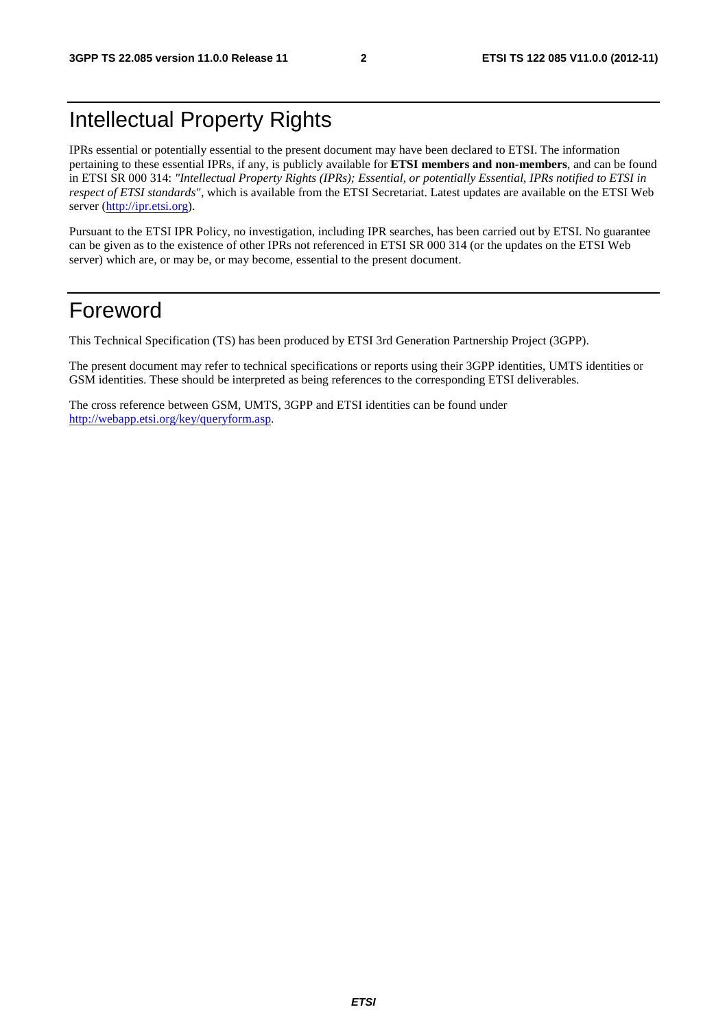# Intellectual Property Rights

IPRs essential or potentially essential to the present document may have been declared to ETSI. The information pertaining to these essential IPRs, if any, is publicly available for **ETSI members and non-members**, and can be found in ETSI SR 000 314: *"Intellectual Property Rights (IPRs); Essential, or potentially Essential, IPRs notified to ETSI in respect of ETSI standards"*, which is available from the ETSI Secretariat. Latest updates are available on the ETSI Web server (http://ipr.etsi.org).

Pursuant to the ETSI IPR Policy, no investigation, including IPR searches, has been carried out by ETSI. No guarantee can be given as to the existence of other IPRs not referenced in ETSI SR 000 314 (or the updates on the ETSI Web server) which are, or may be, or may become, essential to the present document.

# Foreword

This Technical Specification (TS) has been produced by ETSI 3rd Generation Partnership Project (3GPP).

The present document may refer to technical specifications or reports using their 3GPP identities, UMTS identities or GSM identities. These should be interpreted as being references to the corresponding ETSI deliverables.

The cross reference between GSM, UMTS, 3GPP and ETSI identities can be found under http://webapp.etsi.org/key/queryform.asp.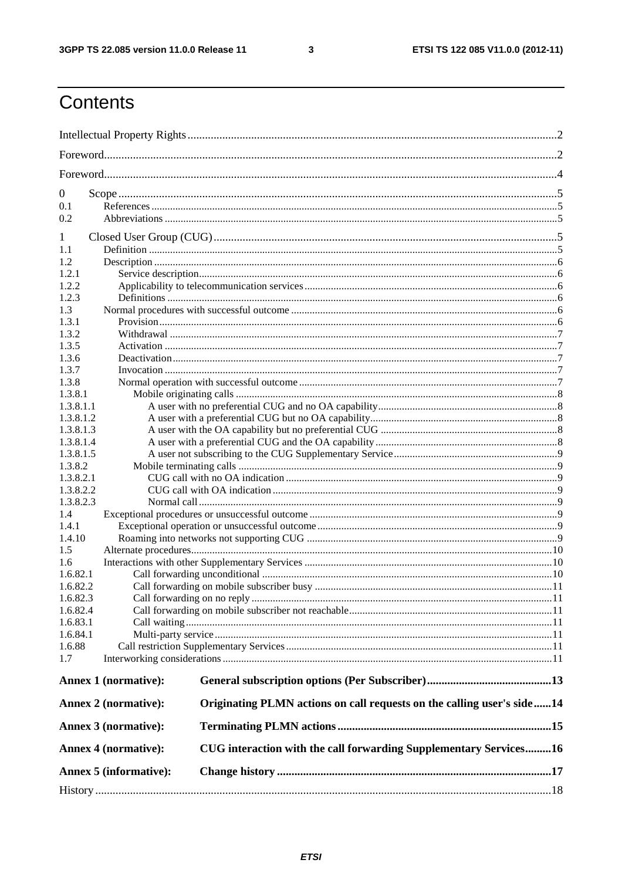# Contents

Intellectual Property Rights ....................................................................................................................................2

Foreword...................................................................................................................................................................2

Foreword...................................................................................................................................................................4

0 Scope ....................................................................................................................................................................5
0.1 References ..........................................................................................................................................................5
0.2 Abbreviations .....................................................................................................................................................5

1 Closed User Group (CUG) ...................................................................................................................................5
1.1 Definition ............................................................................................................................................................5
1.2 Description .........................................................................................................................................................6
1.2.1 Service description...........................................................................................................................................6
1.2.2 Applicability to telecommunication services...................................................................................................6
1.2.3 Definitions .......................................................................................................................................................6
1.3 Normal procedures with successful outcome .....................................................................................................6
1.3.1 Provision..........................................................................................................................................................6
1.3.2 Withdrawal ......................................................................................................................................................7
1.3.5 Activation ........................................................................................................................................................7
1.3.6 Deactivation.....................................................................................................................................................7
1.3.7 Invocation ........................................................................................................................................................7
1.3.8 Normal operation with successful outcome.....................................................................................................7
1.3.8.1 Mobile originating calls ...............................................................................................................................8
1.3.8.1.1 A user with no preferential CUG and no OA capability...........................................................................8
1.3.8.1.2 A user with a preferential CUG but no OA capability..............................................................................8
1.3.8.1.3 A user with the OA capability but no preferential CUG ..........................................................................8
1.3.8.1.4 A user with a preferential CUG and the OA capability ............................................................................8
1.3.8.1.5 A user not subscribing to the CUG Supplementary Service.....................................................................9
1.3.8.2 Mobile terminating calls ...............................................................................................................................9
1.3.8.2.1 CUG call with no OA indication ..............................................................................................................9
1.3.8.2.2 CUG call with OA indication ...................................................................................................................9
1.3.8.2.3 Normal call ...............................................................................................................................................9
1.4 Exceptional procedures or unsuccessful outcome ..............................................................................................9
1.4.1 Exceptional operation or unsuccessful outcome...............................................................................................9
1.4.10 Roaming into networks not supporting CUG ..................................................................................................9
1.5 Alternate procedures.........................................................................................................................................10
1.6 Interactions with other Supplementary Services ..............................................................................................10
1.6.82.1 Call forwarding unconditional ...................................................................................................................10
1.6.82.2 Call forwarding on mobile subscriber busy ................................................................................................11
1.6.82.3 Call forwarding on no reply .......................................................................................................................11
1.6.82.4 Call forwarding on mobile subscriber not reachable...................................................................................11
1.6.83.1 Call waiting.................................................................................................................................................11
1.6.84.1 Multi-party service......................................................................................................................................11
1.6.88 Call restriction Supplementary Services .........................................................................................................11
1.7 Interworking considerations .............................................................................................................................11

**Annex 1 (normative): General subscription options (Per Subscriber)..........................................13**

**Annex 2 (normative): Originating PLMN actions on call requests on the calling user's side......14**

**Annex 3 (normative): Terminating PLMN actions..........................................................................15**

**Annex 4 (normative): CUG interaction with the call forwarding Supplementary Services.........16**

**Annex 5 (informative): Change history ..............................................................................................17**

History ....................................................................................................................................................................18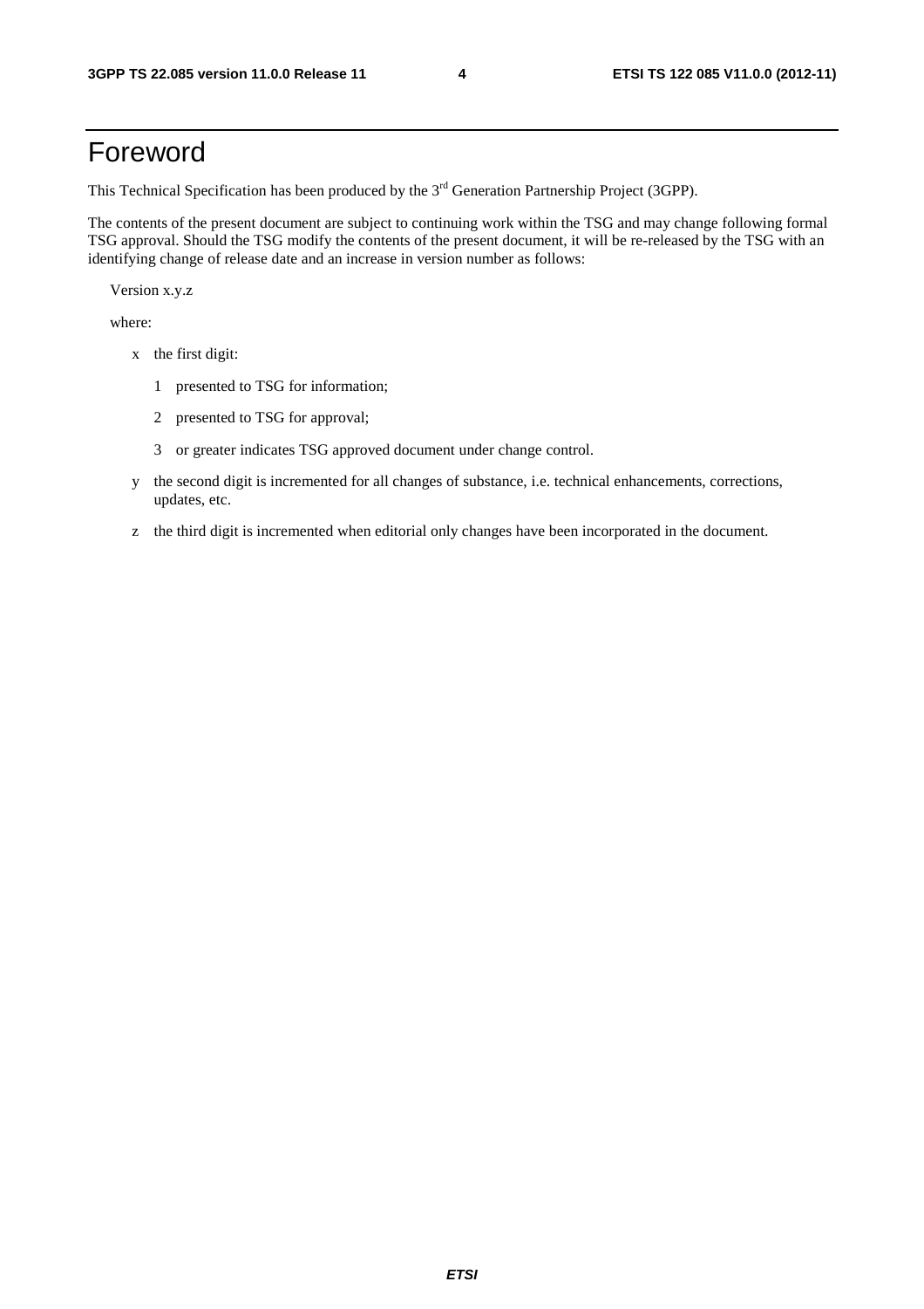# Foreword

This Technical Specification has been produced by the 3rd Generation Partnership Project (3GPP).

The contents of the present document are subject to continuing work within the TSG and may change following formal TSG approval. Should the TSG modify the contents of the present document, it will be re-released by the TSG with an identifying change of release date and an increase in version number as follows:

Version x.y.z

where:

- x the first digit:
  - 1 presented to TSG for information;
  - 2 presented to TSG for approval;
  - 3 or greater indicates TSG approved document under change control.
- y the second digit is incremented for all changes of substance, i.e. technical enhancements, corrections, updates, etc.
- z the third digit is incremented when editorial only changes have been incorporated in the document.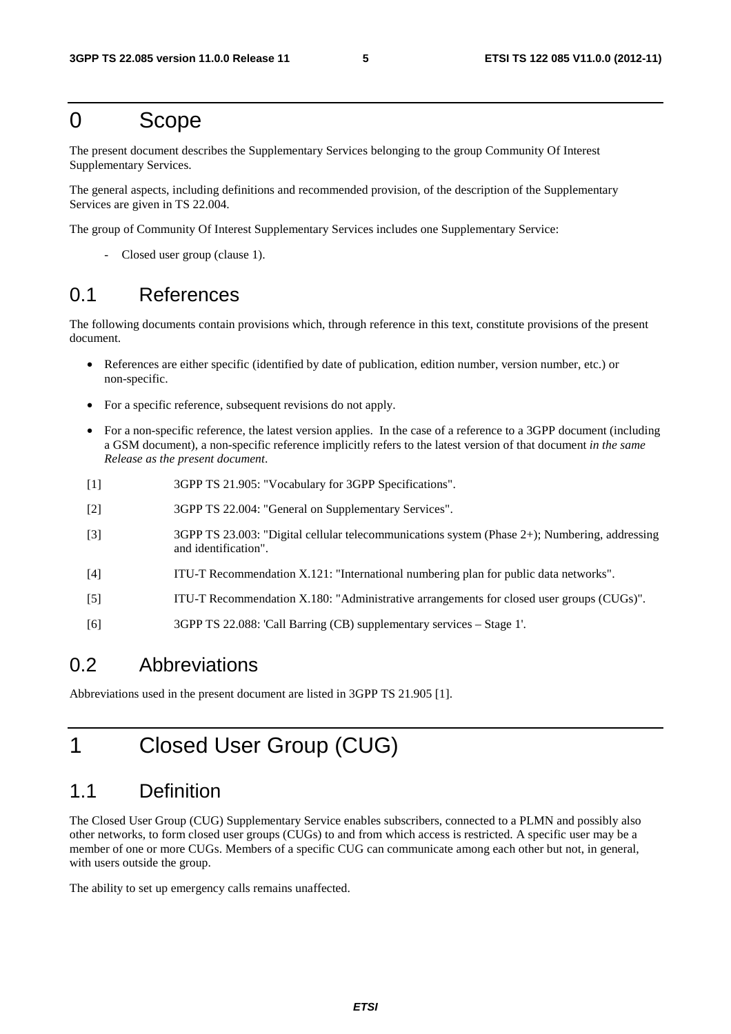# 0 Scope

The present document describes the Supplementary Services belonging to the group Community Of Interest Supplementary Services.

The general aspects, including definitions and recommended provision, of the description of the Supplementary Services are given in TS 22.004.

The group of Community Of Interest Supplementary Services includes one Supplementary Service:

- Closed user group (clause 1).

## 0.1 References

The following documents contain provisions which, through reference in this text, constitute provisions of the present document.

- References are either specific (identified by date of publication, edition number, version number, etc.) or non-specific.
- For a specific reference, subsequent revisions do not apply.
- For a non-specific reference, the latest version applies. In the case of a reference to a 3GPP document (including a GSM document), a non-specific reference implicitly refers to the latest version of that document *in the same Release as the present document*.

[1] 3GPP TS 21.905: "Vocabulary for 3GPP Specifications".

[2] 3GPP TS 22.004: "General on Supplementary Services".

[3] 3GPP TS 23.003: "Digital cellular telecommunications system (Phase 2+); Numbering, addressing and identification".

[4] ITU-T Recommendation X.121: "International numbering plan for public data networks".

[5] ITU-T Recommendation X.180: "Administrative arrangements for closed user groups (CUGs)".

[6] 3GPP TS 22.088: 'Call Barring (CB) supplementary services – Stage 1'.

## 0.2 Abbreviations

Abbreviations used in the present document are listed in 3GPP TS 21.905 [1].

# 1 Closed User Group (CUG)

## 1.1 Definition

The Closed User Group (CUG) Supplementary Service enables subscribers, connected to a PLMN and possibly also other networks, to form closed user groups (CUGs) to and from which access is restricted. A specific user may be a member of one or more CUGs. Members of a specific CUG can communicate among each other but not, in general, with users outside the group.

The ability to set up emergency calls remains unaffected.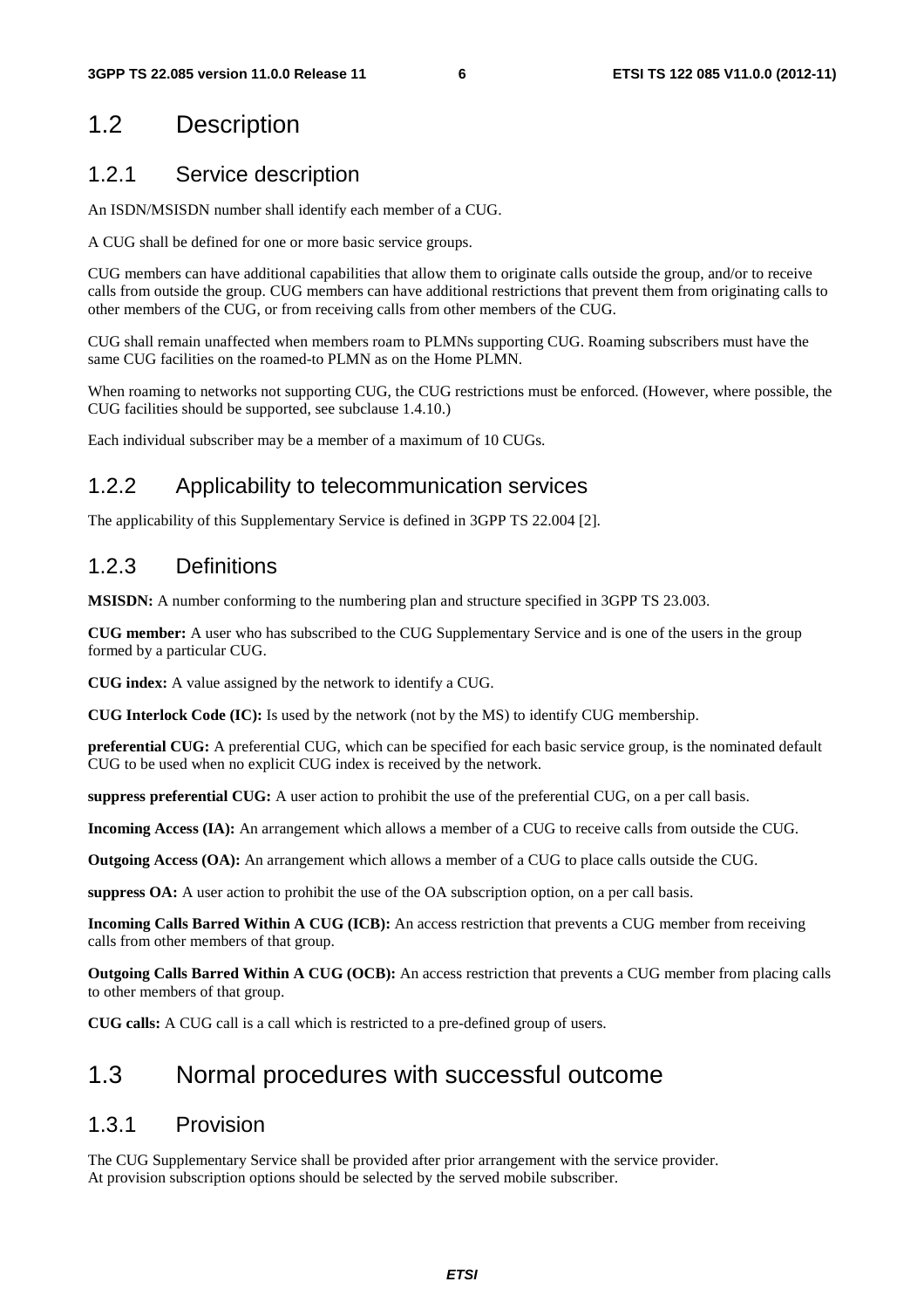## 1.2 Description

### 1.2.1 Service description

An ISDN/MSISDN number shall identify each member of a CUG.

A CUG shall be defined for one or more basic service groups.

CUG members can have additional capabilities that allow them to originate calls outside the group, and/or to receive calls from outside the group. CUG members can have additional restrictions that prevent them from originating calls to other members of the CUG, or from receiving calls from other members of the CUG.

CUG shall remain unaffected when members roam to PLMNs supporting CUG. Roaming subscribers must have the same CUG facilities on the roamed-to PLMN as on the Home PLMN.

When roaming to networks not supporting CUG, the CUG restrictions must be enforced. (However, where possible, the CUG facilities should be supported, see subclause 1.4.10.)

Each individual subscriber may be a member of a maximum of 10 CUGs.

### 1.2.2 Applicability to telecommunication services

The applicability of this Supplementary Service is defined in 3GPP TS 22.004 [2].

### 1.2.3 Definitions

**MSISDN:** A number conforming to the numbering plan and structure specified in 3GPP TS 23.003.

**CUG member:** A user who has subscribed to the CUG Supplementary Service and is one of the users in the group formed by a particular CUG.

**CUG index:** A value assigned by the network to identify a CUG.

**CUG Interlock Code (IC):** Is used by the network (not by the MS) to identify CUG membership.

**preferential CUG:** A preferential CUG, which can be specified for each basic service group, is the nominated default CUG to be used when no explicit CUG index is received by the network.

**suppress preferential CUG:** A user action to prohibit the use of the preferential CUG, on a per call basis.

**Incoming Access (IA):** An arrangement which allows a member of a CUG to receive calls from outside the CUG.

**Outgoing Access (OA):** An arrangement which allows a member of a CUG to place calls outside the CUG.

**suppress OA:** A user action to prohibit the use of the OA subscription option, on a per call basis.

**Incoming Calls Barred Within A CUG (ICB):** An access restriction that prevents a CUG member from receiving calls from other members of that group.

**Outgoing Calls Barred Within A CUG (OCB):** An access restriction that prevents a CUG member from placing calls to other members of that group.

**CUG calls:** A CUG call is a call which is restricted to a pre-defined group of users.

## 1.3 Normal procedures with successful outcome

### 1.3.1 Provision

The CUG Supplementary Service shall be provided after prior arrangement with the service provider.
At provision subscription options should be selected by the served mobile subscriber.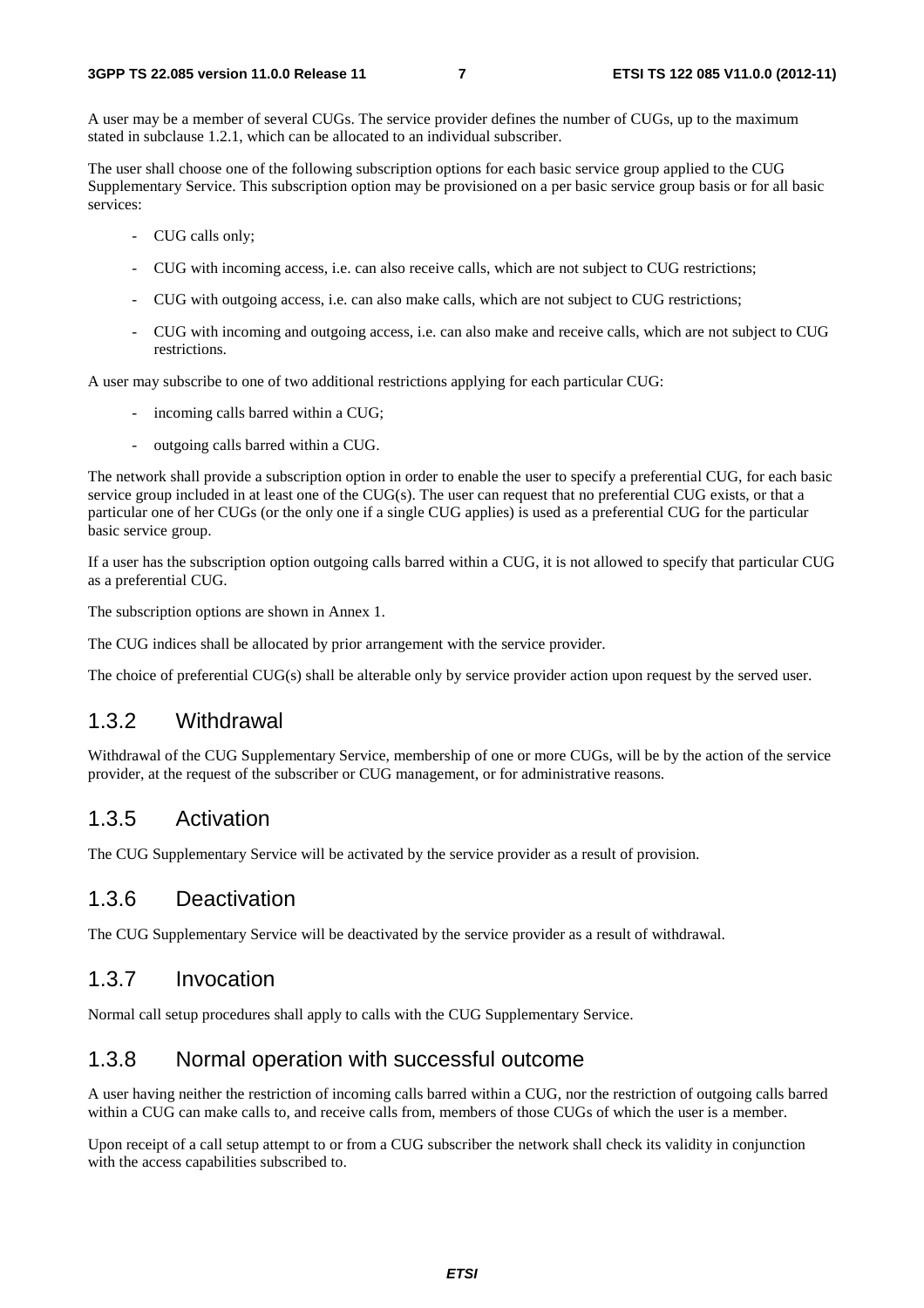A user may be a member of several CUGs. The service provider defines the number of CUGs, up to the maximum stated in subclause 1.2.1, which can be allocated to an individual subscriber.

The user shall choose one of the following subscription options for each basic service group applied to the CUG Supplementary Service. This subscription option may be provisioned on a per basic service group basis or for all basic services:

- CUG calls only;
- CUG with incoming access, i.e. can also receive calls, which are not subject to CUG restrictions;
- CUG with outgoing access, i.e. can also make calls, which are not subject to CUG restrictions;
- CUG with incoming and outgoing access, i.e. can also make and receive calls, which are not subject to CUG restrictions.

A user may subscribe to one of two additional restrictions applying for each particular CUG:

- incoming calls barred within a CUG;
- outgoing calls barred within a CUG.

The network shall provide a subscription option in order to enable the user to specify a preferential CUG, for each basic service group included in at least one of the CUG(s). The user can request that no preferential CUG exists, or that a particular one of her CUGs (or the only one if a single CUG applies) is used as a preferential CUG for the particular basic service group.

If a user has the subscription option outgoing calls barred within a CUG, it is not allowed to specify that particular CUG as a preferential CUG.

The subscription options are shown in Annex 1.

The CUG indices shall be allocated by prior arrangement with the service provider.

The choice of preferential CUG(s) shall be alterable only by service provider action upon request by the served user.

## 1.3.2 Withdrawal

Withdrawal of the CUG Supplementary Service, membership of one or more CUGs, will be by the action of the service provider, at the request of the subscriber or CUG management, or for administrative reasons.

## 1.3.5 Activation

The CUG Supplementary Service will be activated by the service provider as a result of provision.

## 1.3.6 Deactivation

The CUG Supplementary Service will be deactivated by the service provider as a result of withdrawal.

## 1.3.7 Invocation

Normal call setup procedures shall apply to calls with the CUG Supplementary Service.

## 1.3.8 Normal operation with successful outcome

A user having neither the restriction of incoming calls barred within a CUG, nor the restriction of outgoing calls barred within a CUG can make calls to, and receive calls from, members of those CUGs of which the user is a member.

Upon receipt of a call setup attempt to or from a CUG subscriber the network shall check its validity in conjunction with the access capabilities subscribed to.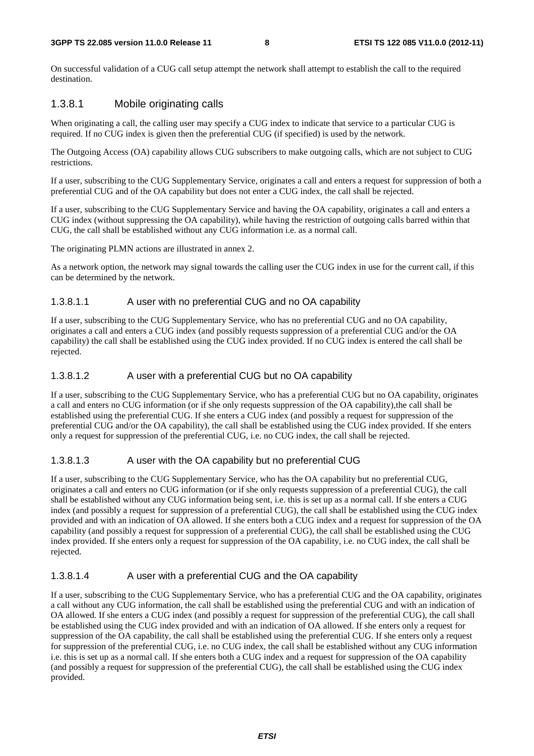On successful validation of a CUG call setup attempt the network shall attempt to establish the call to the required destination.

### 1.3.8.1 Mobile originating calls

When originating a call, the calling user may specify a CUG index to indicate that service to a particular CUG is required. If no CUG index is given then the preferential CUG (if specified) is used by the network.

The Outgoing Access (OA) capability allows CUG subscribers to make outgoing calls, which are not subject to CUG restrictions.

If a user, subscribing to the CUG Supplementary Service, originates a call and enters a request for suppression of both a preferential CUG and of the OA capability but does not enter a CUG index, the call shall be rejected.

If a user, subscribing to the CUG Supplementary Service and having the OA capability, originates a call and enters a CUG index (without suppressing the OA capability), while having the restriction of outgoing calls barred within that CUG, the call shall be established without any CUG information i.e. as a normal call.

The originating PLMN actions are illustrated in annex 2.

As a network option, the network may signal towards the calling user the CUG index in use for the current call, if this can be determined by the network.

#### 1.3.8.1.1 A user with no preferential CUG and no OA capability

If a user, subscribing to the CUG Supplementary Service, who has no preferential CUG and no OA capability, originates a call and enters a CUG index (and possibly requests suppression of a preferential CUG and/or the OA capability) the call shall be established using the CUG index provided. If no CUG index is entered the call shall be rejected.

#### 1.3.8.1.2 A user with a preferential CUG but no OA capability

If a user, subscribing to the CUG Supplementary Service, who has a preferential CUG but no OA capability, originates a call and enters no CUG information (or if she only requests suppression of the OA capability),the call shall be established using the preferential CUG. If she enters a CUG index (and possibly a request for suppression of the preferential CUG and/or the OA capability), the call shall be established using the CUG index provided. If she enters only a request for suppression of the preferential CUG, i.e. no CUG index, the call shall be rejected.

#### 1.3.8.1.3 A user with the OA capability but no preferential CUG

If a user, subscribing to the CUG Supplementary Service, who has the OA capability but no preferential CUG, originates a call and enters no CUG information (or if she only requests suppression of a preferential CUG), the call shall be established without any CUG information being sent, i.e. this is set up as a normal call. If she enters a CUG index (and possibly a request for suppression of a preferential CUG), the call shall be established using the CUG index provided and with an indication of OA allowed. If she enters both a CUG index and a request for suppression of the OA capability (and possibly a request for suppression of a preferential CUG), the call shall be established using the CUG index provided. If she enters only a request for suppression of the OA capability, i.e. no CUG index, the call shall be rejected.

#### 1.3.8.1.4 A user with a preferential CUG and the OA capability

If a user, subscribing to the CUG Supplementary Service, who has a preferential CUG and the OA capability, originates a call without any CUG information, the call shall be established using the preferential CUG and with an indication of OA allowed. If she enters a CUG index (and possibly a request for suppression of the preferential CUG), the call shall be established using the CUG index provided and with an indication of OA allowed. If she enters only a request for suppression of the OA capability, the call shall be established using the preferential CUG. If she enters only a request for suppression of the preferential CUG, i.e. no CUG index, the call shall be established without any CUG information i.e. this is set up as a normal call. If she enters both a CUG index and a request for suppression of the OA capability (and possibly a request for suppression of the preferential CUG), the call shall be established using the CUG index provided.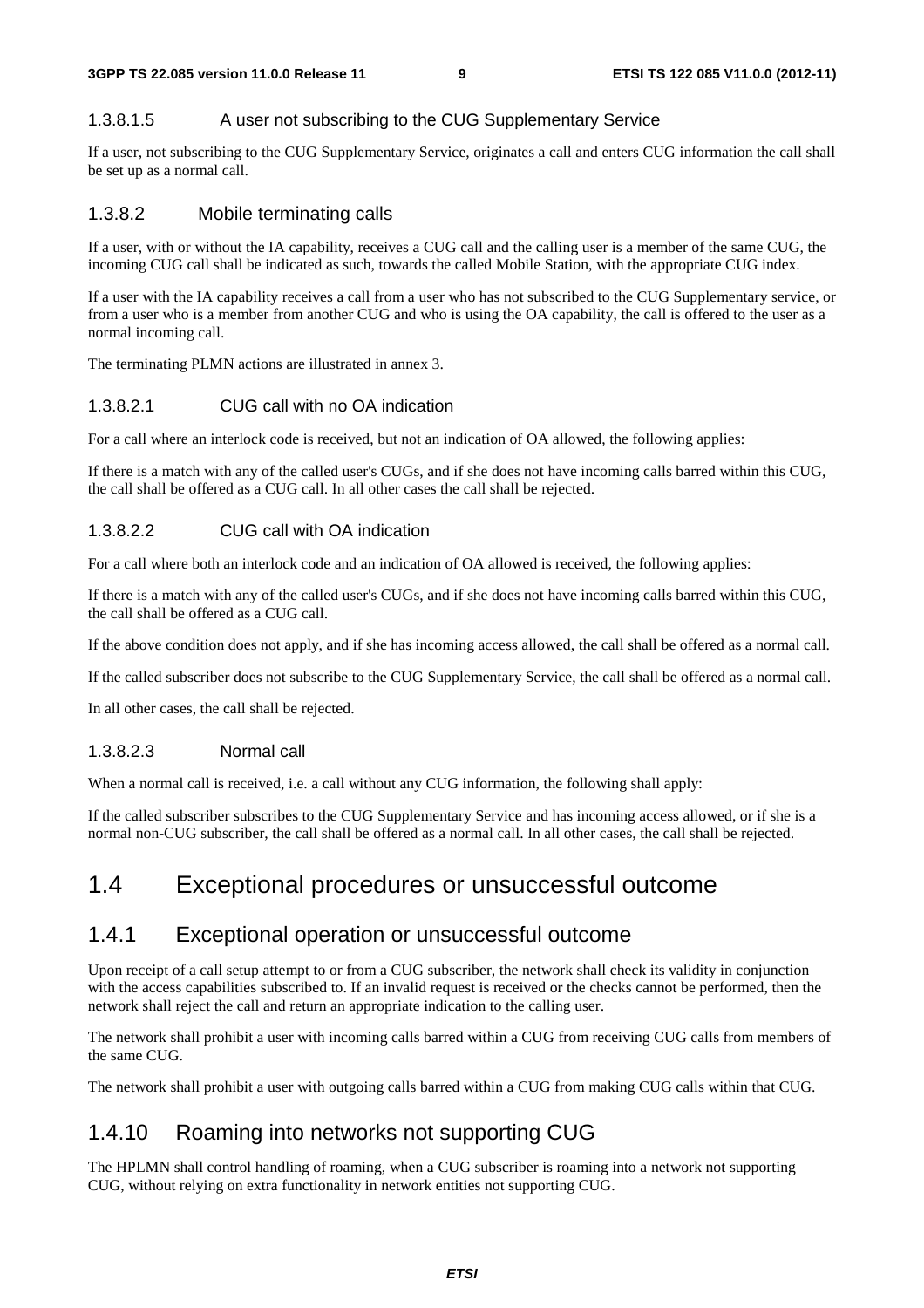#### 1.3.8.1.5 A user not subscribing to the CUG Supplementary Service

If a user, not subscribing to the CUG Supplementary Service, originates a call and enters CUG information the call shall be set up as a normal call.

### 1.3.8.2 Mobile terminating calls

If a user, with or without the IA capability, receives a CUG call and the calling user is a member of the same CUG, the incoming CUG call shall be indicated as such, towards the called Mobile Station, with the appropriate CUG index.

If a user with the IA capability receives a call from a user who has not subscribed to the CUG Supplementary service, or from a user who is a member from another CUG and who is using the OA capability, the call is offered to the user as a normal incoming call.

The terminating PLMN actions are illustrated in annex 3.

#### 1.3.8.2.1 CUG call with no OA indication

For a call where an interlock code is received, but not an indication of OA allowed, the following applies:

If there is a match with any of the called user's CUGs, and if she does not have incoming calls barred within this CUG, the call shall be offered as a CUG call. In all other cases the call shall be rejected.

#### 1.3.8.2.2 CUG call with OA indication

For a call where both an interlock code and an indication of OA allowed is received, the following applies:

If there is a match with any of the called user's CUGs, and if she does not have incoming calls barred within this CUG, the call shall be offered as a CUG call.

If the above condition does not apply, and if she has incoming access allowed, the call shall be offered as a normal call.

If the called subscriber does not subscribe to the CUG Supplementary Service, the call shall be offered as a normal call.

In all other cases, the call shall be rejected.

#### 1.3.8.2.3 Normal call

When a normal call is received, i.e. a call without any CUG information, the following shall apply:

If the called subscriber subscribes to the CUG Supplementary Service and has incoming access allowed, or if she is a normal non-CUG subscriber, the call shall be offered as a normal call. In all other cases, the call shall be rejected.

# 1.4 Exceptional procedures or unsuccessful outcome

## 1.4.1 Exceptional operation or unsuccessful outcome

Upon receipt of a call setup attempt to or from a CUG subscriber, the network shall check its validity in conjunction with the access capabilities subscribed to. If an invalid request is received or the checks cannot be performed, then the network shall reject the call and return an appropriate indication to the calling user.

The network shall prohibit a user with incoming calls barred within a CUG from receiving CUG calls from members of the same CUG.

The network shall prohibit a user with outgoing calls barred within a CUG from making CUG calls within that CUG.

## 1.4.10 Roaming into networks not supporting CUG

The HPLMN shall control handling of roaming, when a CUG subscriber is roaming into a network not supporting CUG, without relying on extra functionality in network entities not supporting CUG.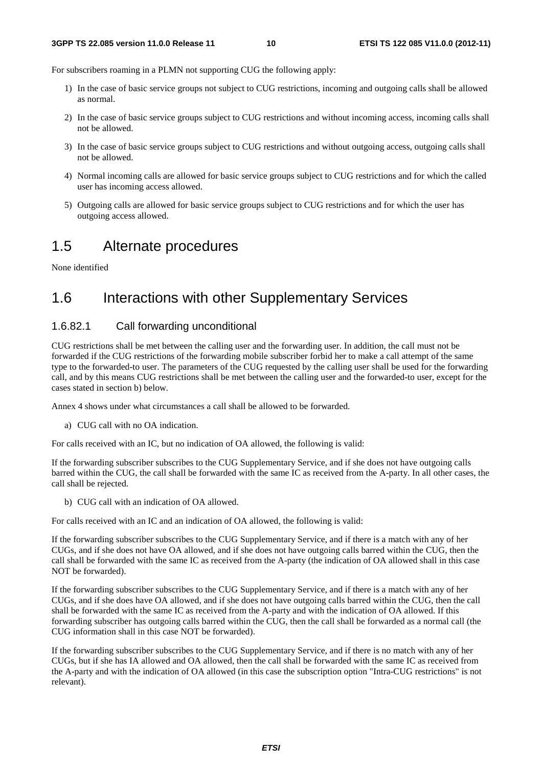For subscribers roaming in a PLMN not supporting CUG the following apply:

1) In the case of basic service groups not subject to CUG restrictions, incoming and outgoing calls shall be allowed as normal.

2) In the case of basic service groups subject to CUG restrictions and without incoming access, incoming calls shall not be allowed.

3) In the case of basic service groups subject to CUG restrictions and without outgoing access, outgoing calls shall not be allowed.

4) Normal incoming calls are allowed for basic service groups subject to CUG restrictions and for which the called user has incoming access allowed.

5) Outgoing calls are allowed for basic service groups subject to CUG restrictions and for which the user has outgoing access allowed.

# 1.5 Alternate procedures

None identified

# 1.6 Interactions with other Supplementary Services

### 1.6.82.1 Call forwarding unconditional

CUG restrictions shall be met between the calling user and the forwarding user. In addition, the call must not be forwarded if the CUG restrictions of the forwarding mobile subscriber forbid her to make a call attempt of the same type to the forwarded-to user. The parameters of the CUG requested by the calling user shall be used for the forwarding call, and by this means CUG restrictions shall be met between the calling user and the forwarded-to user, except for the cases stated in section b) below.

Annex 4 shows under what circumstances a call shall be allowed to be forwarded.

a) CUG call with no OA indication.

For calls received with an IC, but no indication of OA allowed, the following is valid:

If the forwarding subscriber subscribes to the CUG Supplementary Service, and if she does not have outgoing calls barred within the CUG, the call shall be forwarded with the same IC as received from the A-party. In all other cases, the call shall be rejected.

b) CUG call with an indication of OA allowed.

For calls received with an IC and an indication of OA allowed, the following is valid:

If the forwarding subscriber subscribes to the CUG Supplementary Service, and if there is a match with any of her CUGs, and if she does not have OA allowed, and if she does not have outgoing calls barred within the CUG, then the call shall be forwarded with the same IC as received from the A-party (the indication of OA allowed shall in this case NOT be forwarded).

If the forwarding subscriber subscribes to the CUG Supplementary Service, and if there is a match with any of her CUGs, and if she does have OA allowed, and if she does not have outgoing calls barred within the CUG, then the call shall be forwarded with the same IC as received from the A-party and with the indication of OA allowed. If this forwarding subscriber has outgoing calls barred within the CUG, then the call shall be forwarded as a normal call (the CUG information shall in this case NOT be forwarded).

If the forwarding subscriber subscribes to the CUG Supplementary Service, and if there is no match with any of her CUGs, but if she has IA allowed and OA allowed, then the call shall be forwarded with the same IC as received from the A-party and with the indication of OA allowed (in this case the subscription option "Intra-CUG restrictions" is not relevant).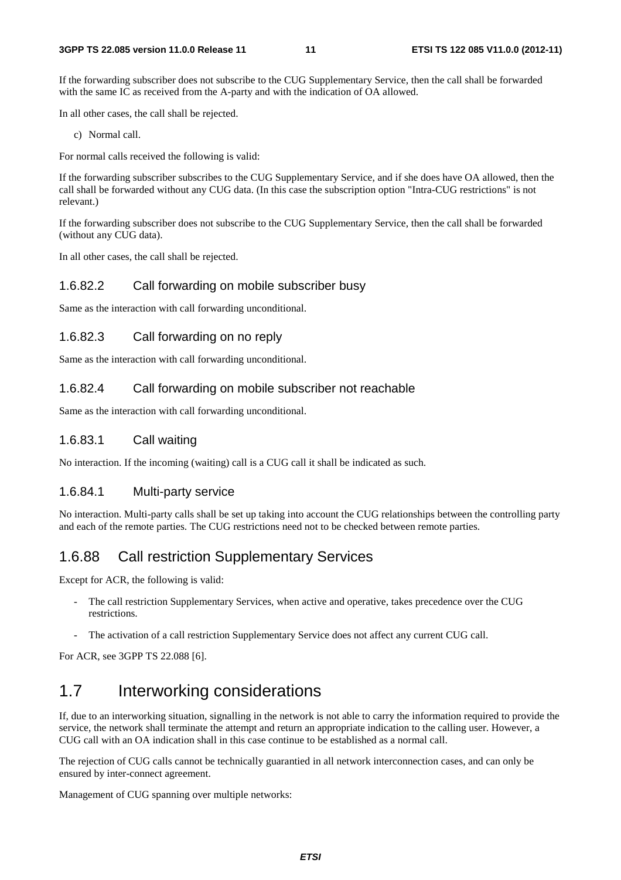If the forwarding subscriber does not subscribe to the CUG Supplementary Service, then the call shall be forwarded with the same IC as received from the A-party and with the indication of OA allowed.

In all other cases, the call shall be rejected.

c) Normal call.

For normal calls received the following is valid:

If the forwarding subscriber subscribes to the CUG Supplementary Service, and if she does have OA allowed, then the call shall be forwarded without any CUG data. (In this case the subscription option "Intra-CUG restrictions" is not relevant.)

If the forwarding subscriber does not subscribe to the CUG Supplementary Service, then the call shall be forwarded (without any CUG data).

In all other cases, the call shall be rejected.

### 1.6.82.2 Call forwarding on mobile subscriber busy

Same as the interaction with call forwarding unconditional.

### 1.6.82.3 Call forwarding on no reply

Same as the interaction with call forwarding unconditional.

### 1.6.82.4 Call forwarding on mobile subscriber not reachable

Same as the interaction with call forwarding unconditional.

### 1.6.83.1 Call waiting

No interaction. If the incoming (waiting) call is a CUG call it shall be indicated as such.

### 1.6.84.1 Multi-party service

No interaction. Multi-party calls shall be set up taking into account the CUG relationships between the controlling party and each of the remote parties. The CUG restrictions need not to be checked between remote parties.

## 1.6.88 Call restriction Supplementary Services

Except for ACR, the following is valid:

- The call restriction Supplementary Services, when active and operative, takes precedence over the CUG restrictions.
- The activation of a call restriction Supplementary Service does not affect any current CUG call.

For ACR, see 3GPP TS 22.088 [6].

# 1.7 Interworking considerations

If, due to an interworking situation, signalling in the network is not able to carry the information required to provide the service, the network shall terminate the attempt and return an appropriate indication to the calling user. However, a CUG call with an OA indication shall in this case continue to be established as a normal call.

The rejection of CUG calls cannot be technically guarantied in all network interconnection cases, and can only be ensured by inter-connect agreement.

Management of CUG spanning over multiple networks: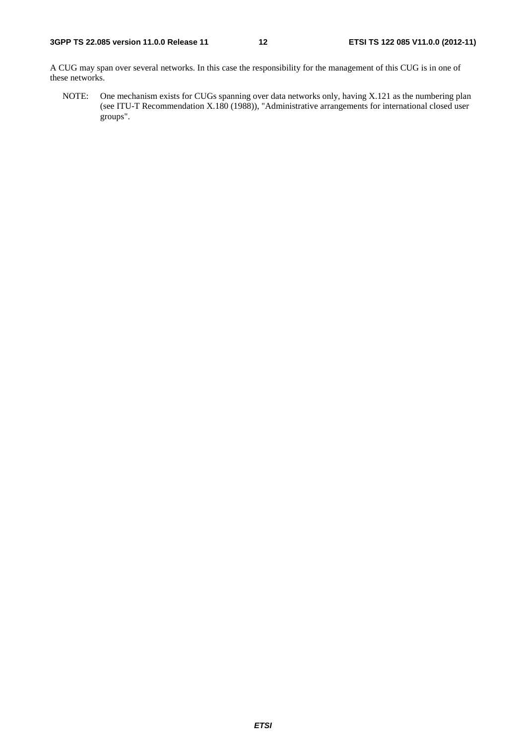A CUG may span over several networks. In this case the responsibility for the management of this CUG is in one of these networks.

NOTE: One mechanism exists for CUGs spanning over data networks only, having X.121 as the numbering plan (see ITU-T Recommendation X.180 (1988)), "Administrative arrangements for international closed user groups".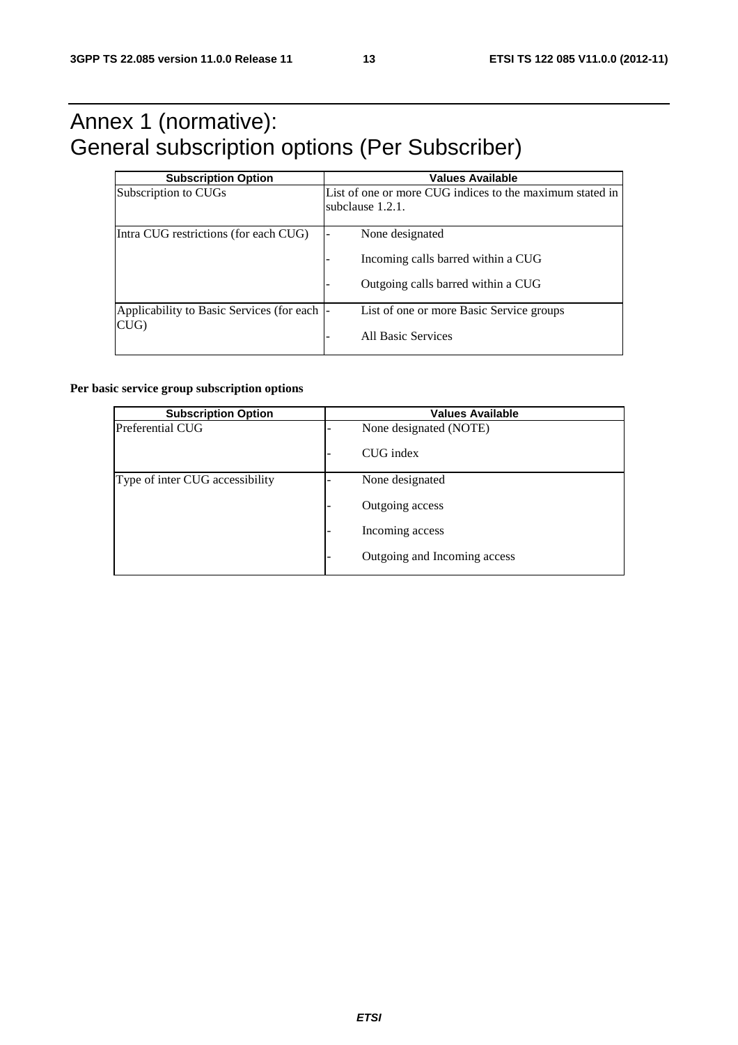# Annex 1 (normative): General subscription options (Per Subscriber)

| Subscription Option | Values Available |
|---|---|
| Subscription to CUGs | List of one or more CUG indices to the maximum stated in subclause 1.2.1. |
| Intra CUG restrictions (for each CUG) | - None designated<br>- Incoming calls barred within a CUG<br>- Outgoing calls barred within a CUG |
| Applicability to Basic Services (for each CUG) | - List of one or more Basic Service groups<br>- All Basic Services |

**Per basic service group subscription options**

| Subscription Option | Values Available |
|---|---|
| Preferential CUG | - None designated (NOTE)<br>- CUG index |
| Type of inter CUG accessibility | - None designated<br>- Outgoing access<br>- Incoming access<br>- Outgoing and Incoming access |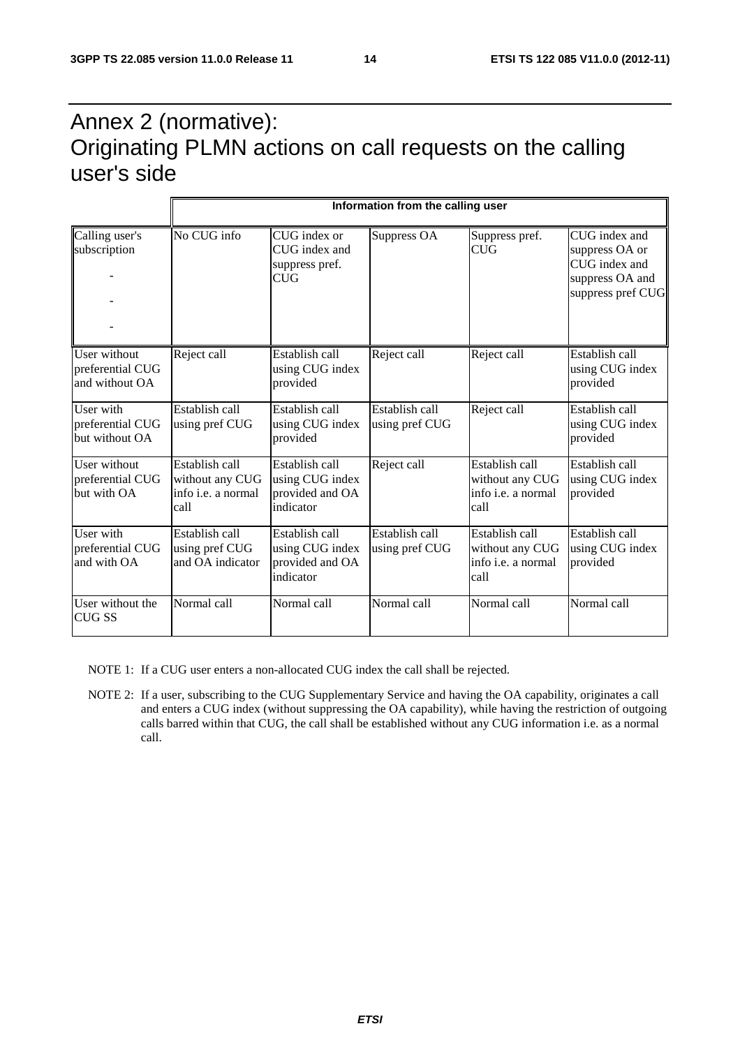# Annex 2 (normative): Originating PLMN actions on call requests on the calling user's side

| | Information from the calling user | | | | |
|---|---|---|---|---|---|
| Calling user's subscription<br>-<br>-<br>- | No CUG info | CUG index or CUG index and suppress pref. CUG | Suppress OA | Suppress pref. CUG | CUG index and suppress OA or CUG index and suppress OA and suppress pref CUG |
| User without preferential CUG and without OA | Reject call | Establish call using CUG index provided | Reject call | Reject call | Establish call using CUG index provided |
| User with preferential CUG but without OA | Establish call using pref CUG | Establish call using CUG index provided | Establish call using pref CUG | Reject call | Establish call using CUG index provided |
| User without preferential CUG but with OA | Establish call without any CUG info i.e. a normal call | Establish call using CUG index provided and OA indicator | Reject call | Establish call without any CUG info i.e. a normal call | Establish call using CUG index provided |
| User with preferential CUG and with OA | Establish call using pref CUG and OA indicator | Establish call using CUG index provided and OA indicator | Establish call using pref CUG | Establish call without any CUG info i.e. a normal call | Establish call using CUG index provided |
| User without the CUG SS | Normal call | Normal call | Normal call | Normal call | Normal call |

NOTE 1: If a CUG user enters a non-allocated CUG index the call shall be rejected.

NOTE 2: If a user, subscribing to the CUG Supplementary Service and having the OA capability, originates a call and enters a CUG index (without suppressing the OA capability), while having the restriction of outgoing calls barred within that CUG, the call shall be established without any CUG information i.e. as a normal call.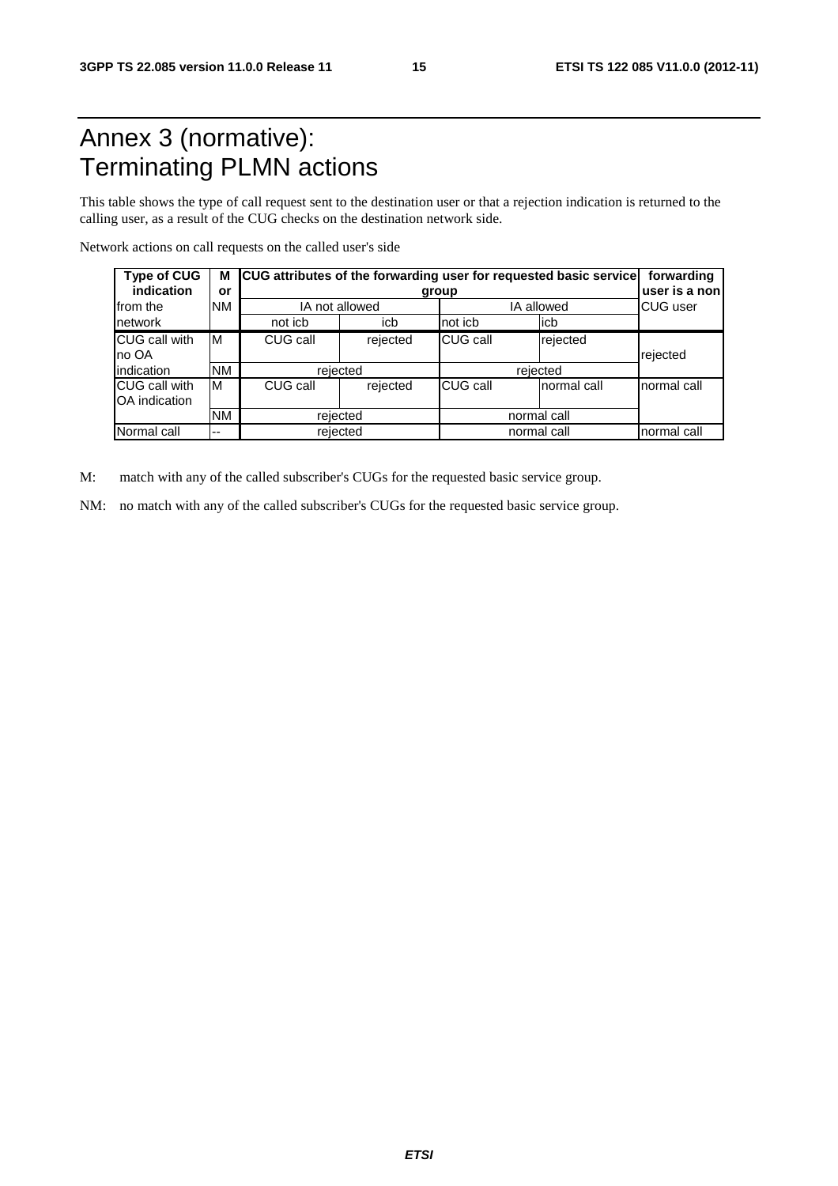# Annex 3 (normative): Terminating PLMN actions

This table shows the type of call request sent to the destination user or that a rejection indication is returned to the calling user, as a result of the CUG checks on the destination network side.

Network actions on call requests on the called user's side

| **Type of CUG indication** from the network | **M or** NM | **CUG attributes of the forwarding user for requested basic service group** | | | | **forwarding user is a non** CUG user |
|---|---|---|---|---|---|---|
| | | IA not allowed | | IA allowed | | |
| | | not icb | icb | not icb | icb | |
| CUG call with no OA indication | M | CUG call | rejected | CUG call | rejected | rejected |
| | NM | rejected | | rejected | | |
| CUG call with OA indication | M | CUG call | rejected | CUG call | normal call | normal call |
| | NM | rejected | | normal call | | |
| Normal call | -- | rejected | | normal call | | normal call |

M: match with any of the called subscriber's CUGs for the requested basic service group.

NM: no match with any of the called subscriber's CUGs for the requested basic service group.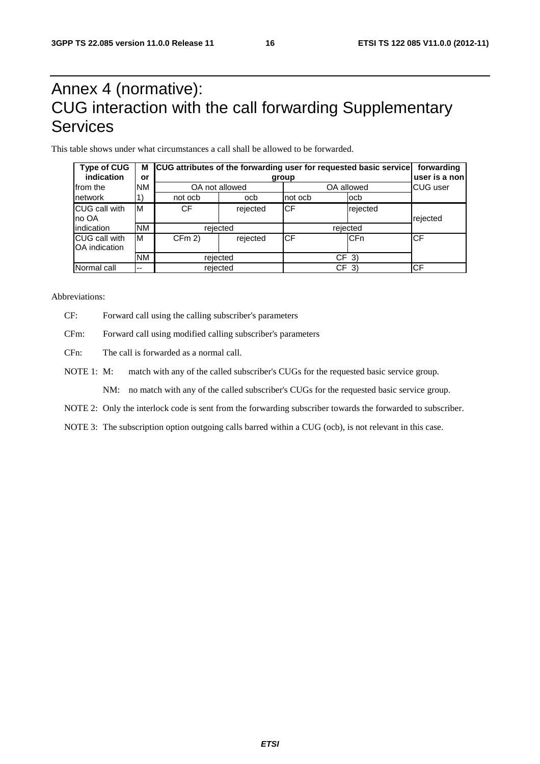# Annex 4 (normative): CUG interaction with the call forwarding Supplementary Services

This table shows under what circumstances a call shall be allowed to be forwarded.

| Type of CUG indication from the network | M or NM 1) | CUG attributes of the forwarding user for requested basic service group | | | | forwarding user is a non CUG user |
|---|---|---|---|---|---|---|
| | | OA not allowed | | OA allowed | | |
| | | not ocb | ocb | not ocb | ocb | |
| CUG call with no OA indication | M | CF | rejected | CF | rejected | rejected |
| | NM | rejected | | rejected | | |
| CUG call with OA indication | M | CFm 2) | rejected | CF | CFn | CF |
| | NM | rejected | | CF 3) | | |
| Normal call | -- | rejected | | CF 3) | | CF |

Abbreviations:

CF: Forward call using the calling subscriber's parameters

CFm: Forward call using modified calling subscriber's parameters

CFn: The call is forwarded as a normal call.

NOTE 1: M: match with any of the called subscriber's CUGs for the requested basic service group.

NM: no match with any of the called subscriber's CUGs for the requested basic service group.

NOTE 2: Only the interlock code is sent from the forwarding subscriber towards the forwarded to subscriber.

NOTE 3: The subscription option outgoing calls barred within a CUG (ocb), is not relevant in this case.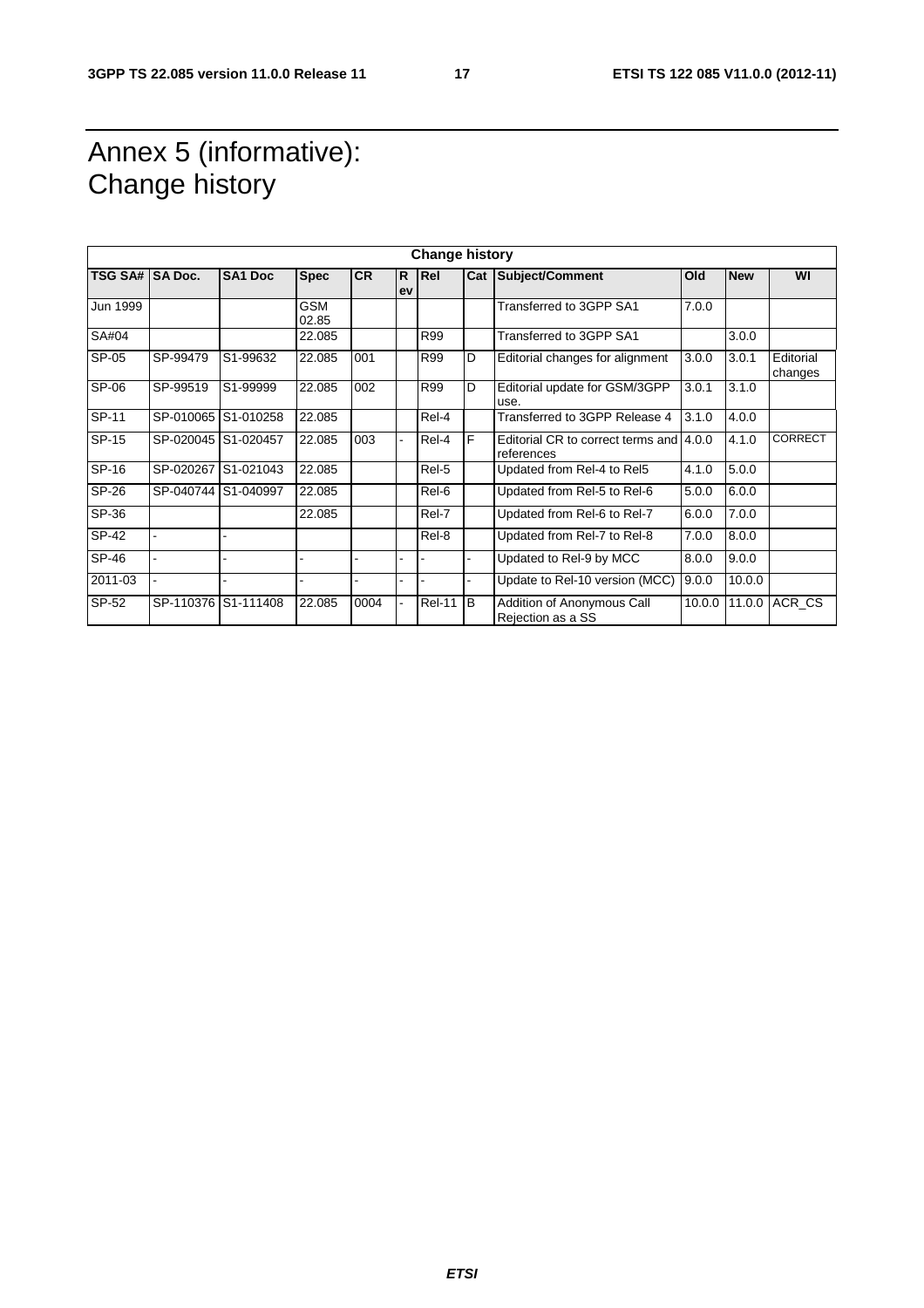# Annex 5 (informative): Change history

| Change history | | | | | | | | | | | |
|---|---|---|---|---|---|---|---|---|---|---|---|
| **TSG SA#** | **SA Doc.** | **SA1 Doc** | **Spec** | **CR** | **Rev** | **Rel** | **Cat** | **Subject/Comment** | **Old** | **New** | **WI** |
| Jun 1999 | | | GSM 02.85 | | | | | Transferred to 3GPP SA1 | 7.0.0 | | |
| SA#04 | | | 22.085 | | | R99 | | Transferred to 3GPP SA1 | | 3.0.0 | |
| SP-05 | SP-99479 | S1-99632 | 22.085 | 001 | | R99 | D | Editorial changes for alignment | 3.0.0 | 3.0.1 | Editorial changes |
| SP-06 | SP-99519 | S1-99999 | 22.085 | 002 | | R99 | D | Editorial update for GSM/3GPP use. | 3.0.1 | 3.1.0 | |
| SP-11 | SP-010065 | S1-010258 | 22.085 | | | Rel-4 | | Transferred to 3GPP Release 4 | 3.1.0 | 4.0.0 | |
| SP-15 | SP-020045 | S1-020457 | 22.085 | 003 | - | Rel-4 | F | Editorial CR to correct terms and references | 4.0.0 | 4.1.0 | CORRECT |
| SP-16 | SP-020267 | S1-021043 | 22.085 | | | Rel-5 | | Updated from Rel-4 to Rel5 | 4.1.0 | 5.0.0 | |
| SP-26 | SP-040744 | S1-040997 | 22.085 | | | Rel-6 | | Updated from Rel-5 to Rel-6 | 5.0.0 | 6.0.0 | |
| SP-36 | | | 22.085 | | | Rel-7 | | Updated from Rel-6 to Rel-7 | 6.0.0 | 7.0.0 | |
| SP-42 | - | - | | | | Rel-8 | | Updated from Rel-7 to Rel-8 | 7.0.0 | 8.0.0 | |
| SP-46 | - | - | - | - | - | - | - | Updated to Rel-9 by MCC | 8.0.0 | 9.0.0 | |
| 2011-03 | - | - | - | - | - | - | - | Update to Rel-10 version (MCC) | 9.0.0 | 10.0.0 | |
| SP-52 | SP-110376 | S1-111408 | 22.085 | 0004 | - | Rel-11 | B | Addition of Anonymous Call Rejection as a SS | 10.0.0 | 11.0.0 | ACR_CS |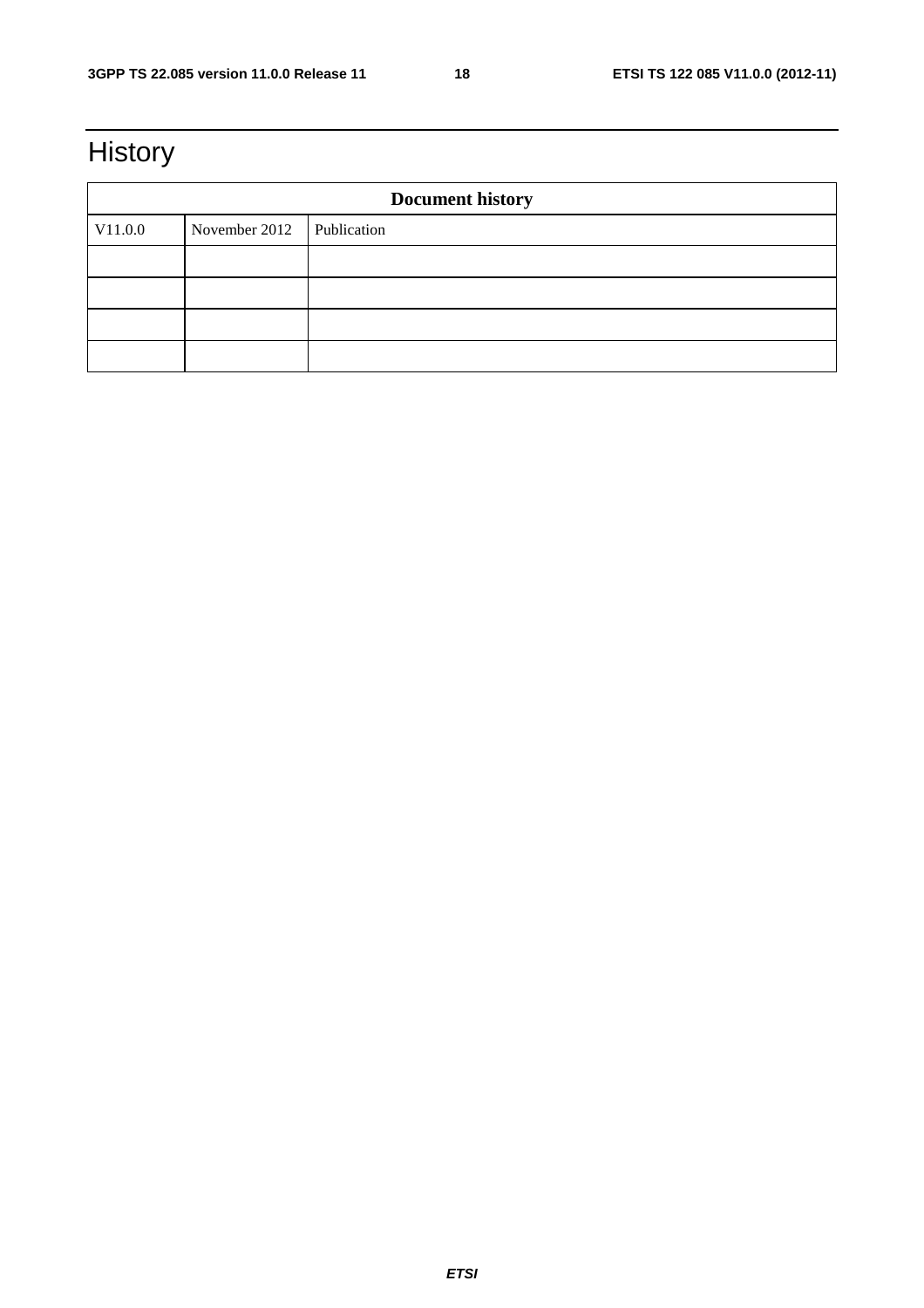# History

| Document history | | |
|---|---|---|
| V11.0.0 | November 2012 | Publication |
| | | |
| | | |
| | | |
| | | |